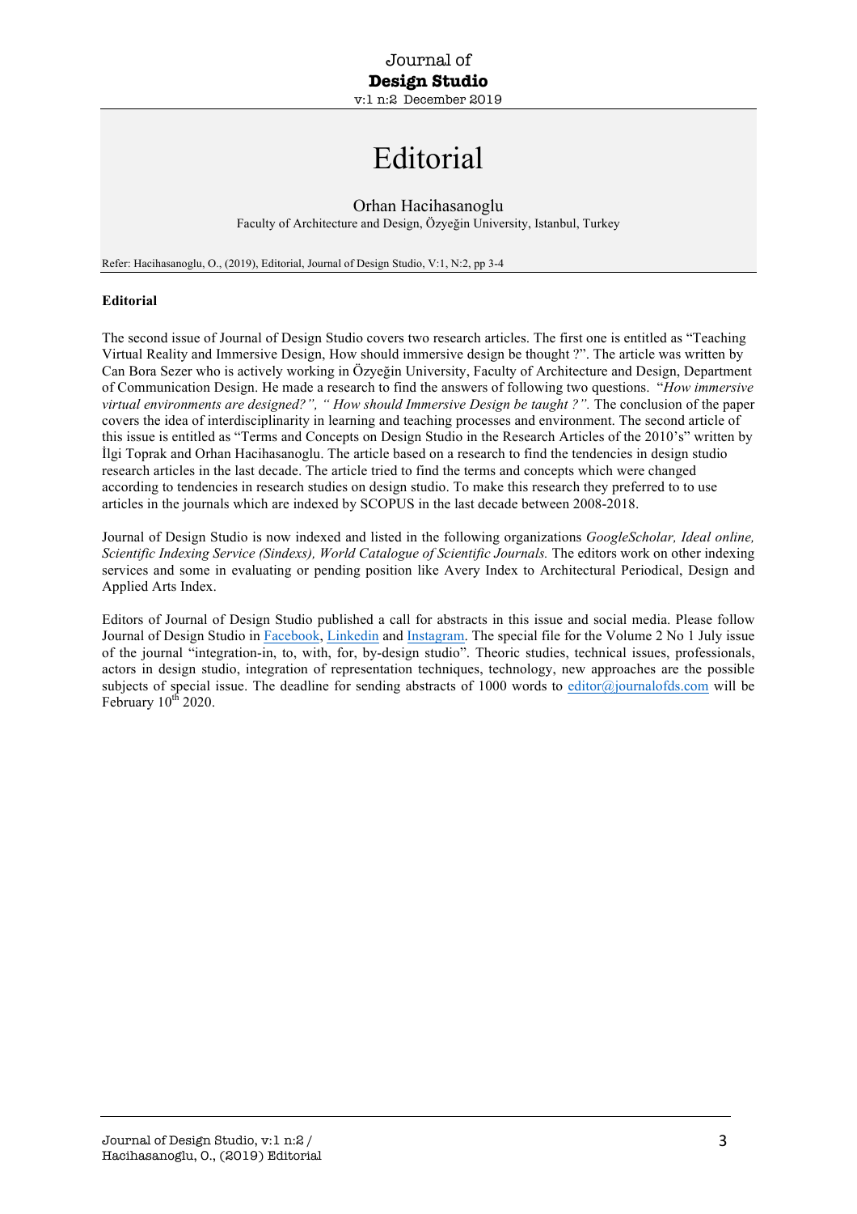# Editorial

Orhan Hacihasanoglu

Faculty of Architecture and Design, Özyeğin University, Istanbul, Turkey

Refer: Hacihasanoglu, O., (2019), Editorial, Journal of Design Studio, V:1, N:2, pp 3-4

**Editorial**

The second issue of Journal of Design Studio covers two research articles. The first one is entitled as "Teaching Virtual Reality and Immersive Design, How should immersive design be thought ?". The article was written by Can Bora Sezer who is actively working in Özyeğin University, Faculty of Architecture and Design, Department of Communication Design. He made a research to find the answers of following two questions. "*How immersive virtual environments are designed?", " How should Immersive Design be taught ?".* The conclusion of the paper covers the idea of interdisciplinarity in learning and teaching processes and environment. The second article of this issue is entitled as "Terms and Concepts on Design Studio in the Research Articles of the 2010's" written by İlgi Toprak and Orhan Hacihasanoglu. The article based on a research to find the tendencies in design studio research articles in the last decade. The article tried to find the terms and concepts which were changed according to tendencies in research studies on design studio. To make this research they preferred to to use articles in the journals which are indexed by SCOPUS in the last decade between 2008-2018.

Journal of Design Studio is now indexed and listed in the following organizations *GoogleScholar, Ideal online, Scientific Indexing Service (Sindexs), World Catalogue of Scientific Journals.* The editors work on other indexing services and some in evaluating or pending position like Avery Index to Architectural Periodical, Design and Applied Arts Index.

Editors of Journal of Design Studio published a call for abstracts in this issue and social media. Please follow Journal of Design Studio in Facebook, Linkedin and Instagram. The special file for the Volume 2 No 1 July issue of the journal "integration-in, to, with, for, by-design studio". Theoric studies, technical issues, professionals, actors in design studio, integration of representation techniques, technology, new approaches are the possible subjects of special issue. The deadline for sending abstracts of 1000 words to editor@journalofds.com will be February 10th 2020.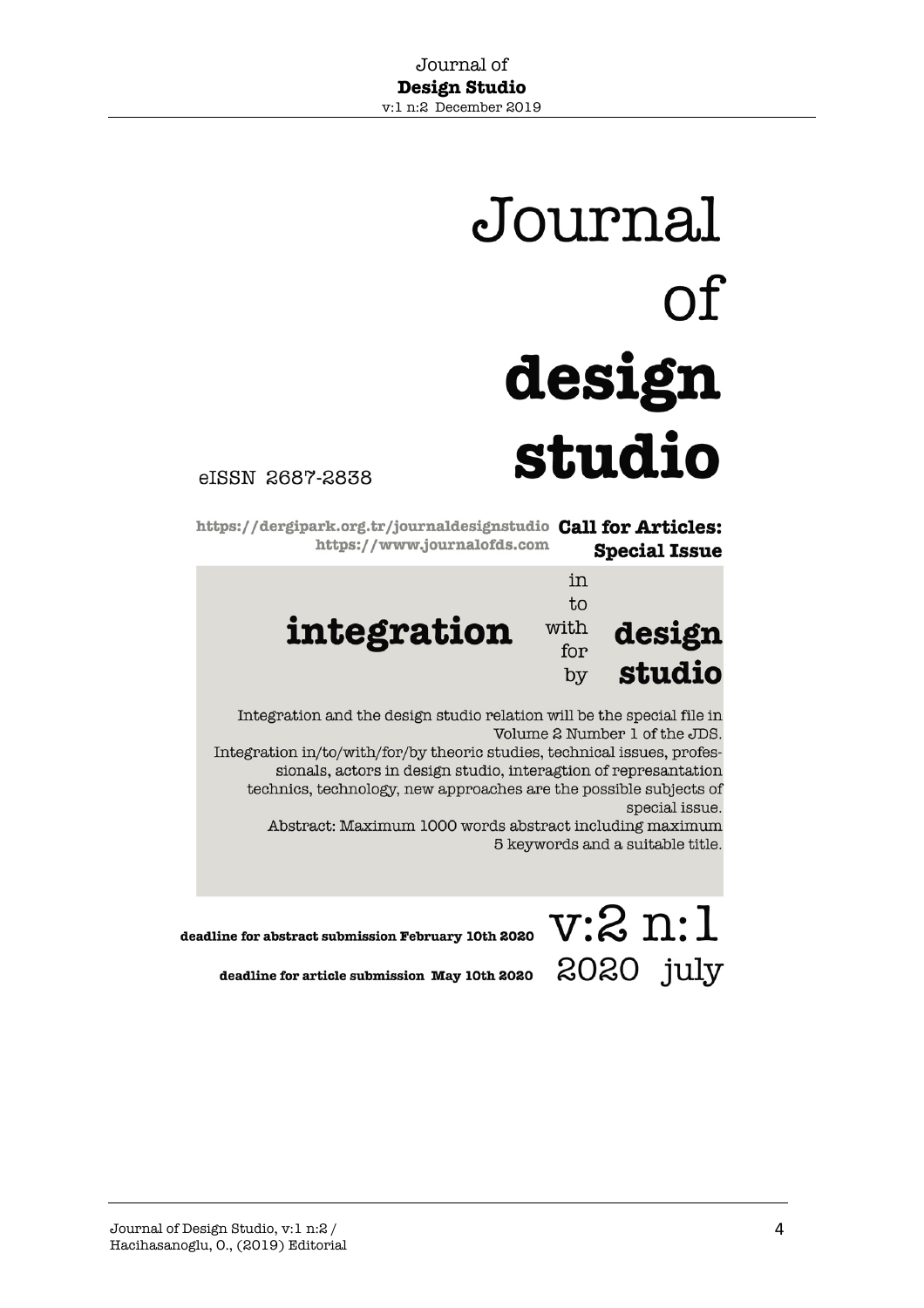# Journal of **design studio**

eISSN 2687-2838

**https://dergipark.org.tr/journaldesignstudio**
**https://www.journalofds.com**

**Call for Articles: Special Issue**

## integration in / to / with / for / by design studio

Integration and the design studio relation will be the special file in Volume 2 Number 1 of the JDS.
Integration in/to/with/for/by theoric studies, technical issues, professionals, actors in design studio, interagtion of represantation technics, technology, new approaches are the possible subjects of special issue.
Abstract: Maximum 1000 words abstract including maximum 5 keywords and a suitable title.

**deadline for abstract submission February 10th 2020**

**deadline for article submission May 10th 2020**

v:2 n:1
2020 july